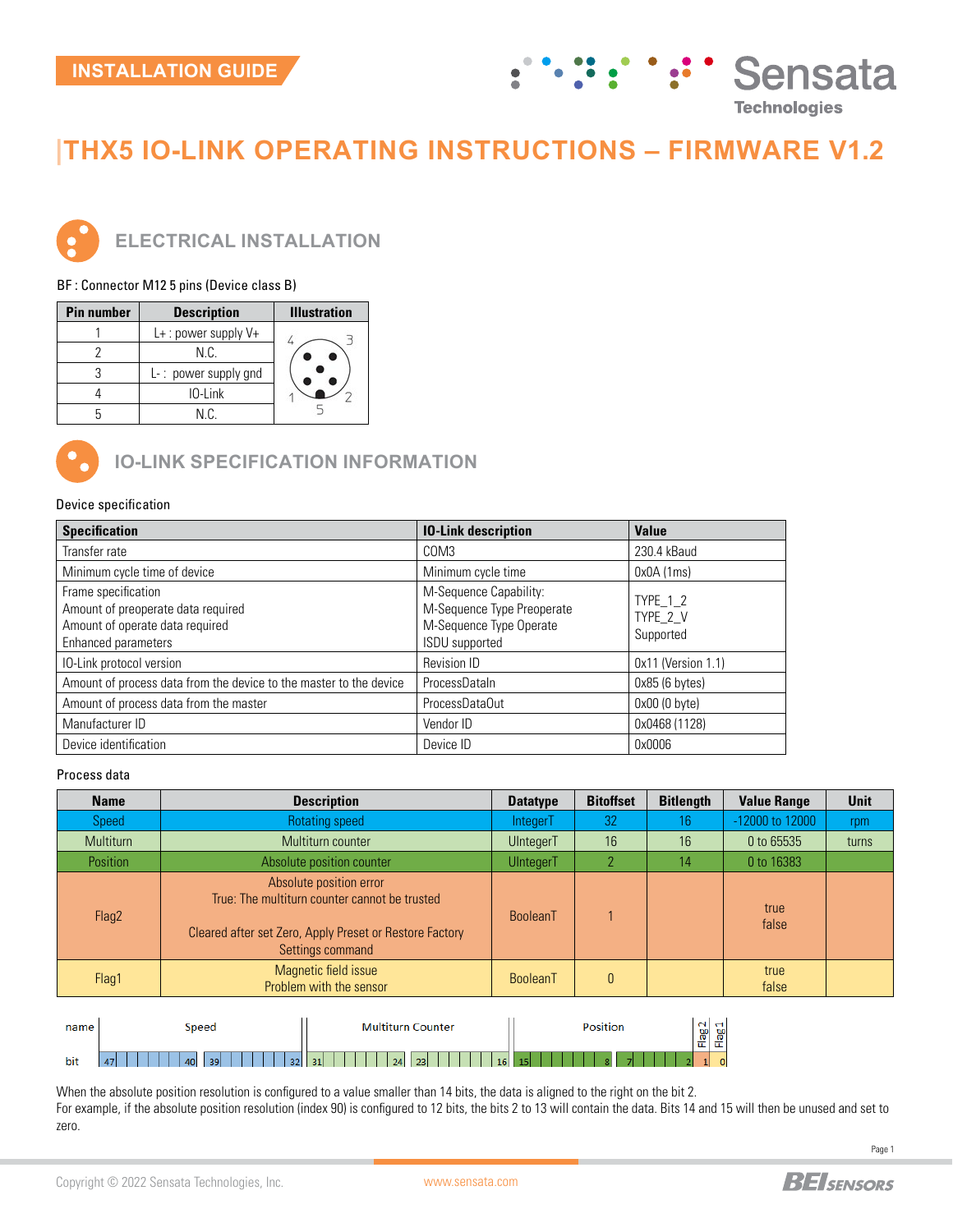INSTALLATION GUIDE

# THX5 IO-LINK OPERATING INSTRUCTIONS – FIRMWARE V1.2

## ELECTRICAL INSTALLATION

BF : Connector M12 5 pins (Device class B)

| Pin number | Description | Illustration |
|---|---|---|
| 1 | L+ : power supply V+ | |
| 2 | N.C. | |
| 3 | L- : power supply gnd | |
| 4 | IO-Link | |
| 5 | N.C. | |

## IO-LINK SPECIFICATION INFORMATION

Device specification

| Specification | IO-Link description | Value |
|---|---|---|
| Transfer rate | COM3 | 230.4 kBaud |
| Minimum cycle time of device | Minimum cycle time | 0x0A (1ms) |
| Frame specification<br>Amount of preoperate data required<br>Amount of operate data required<br>Enhanced parameters | M-Sequence Capability:<br>M-Sequence Type Preoperate<br>M-Sequence Type Operate<br>ISDU supported | TYPE_1_2<br>TYPE_2_V<br>Supported |
| IO-Link protocol version | Revision ID | 0x11 (Version 1.1) |
| Amount of process data from the device to the master to the device | ProcessDataIn | 0x85 (6 bytes) |
| Amount of process data from the master | ProcessDataOut | 0x00 (0 byte) |
| Manufacturer ID | Vendor ID | 0x0468 (1128) |
| Device identification | Device ID | 0x0006 |

Process data

| Name | Description | Datatype | Bitoffset | Bitlength | Value Range | Unit |
|---|---|---|---|---|---|---|
| Speed | Rotating speed | IntegerT | 32 | 16 | -12000 to 12000 | rpm |
| Multiturn | Multiturn counter | UIntegerT | 16 | 16 | 0 to 65535 | turns |
| Position | Absolute position counter | UIntegerT | 2 | 14 | 0 to 16383 | |
| Flag2 | Absolute position error<br>True: The multiturn counter cannot be trusted<br><br>Cleared after set Zero, Apply Preset or Restore Factory Settings command | BooleanT | 1 | | true<br>false | |
| Flag1 | Magnetic field issue<br>Problem with the sensor | BooleanT | 0 | | true<br>false | |

| name | Speed | | Multiturn Counter | | Position | | Flag2 | Flag1 |
|---|---|---|---|---|---|---|---|---|
| bit | 47 … 40 | 39 … 32 | 31 … 24 | 23 … 16 | 15 … 8 | 7 … 2 | 1 | 0 |

When the absolute position resolution is configured to a value smaller than 14 bits, the data is aligned to the right on the bit 2.
For example, if the absolute position resolution (index 90) is configured to 12 bits, the bits 2 to 13 will contain the data. Bits 14 and 15 will then be unused and set to zero.

Copyright © 2022 Sensata Technologies, Inc. www.sensata.com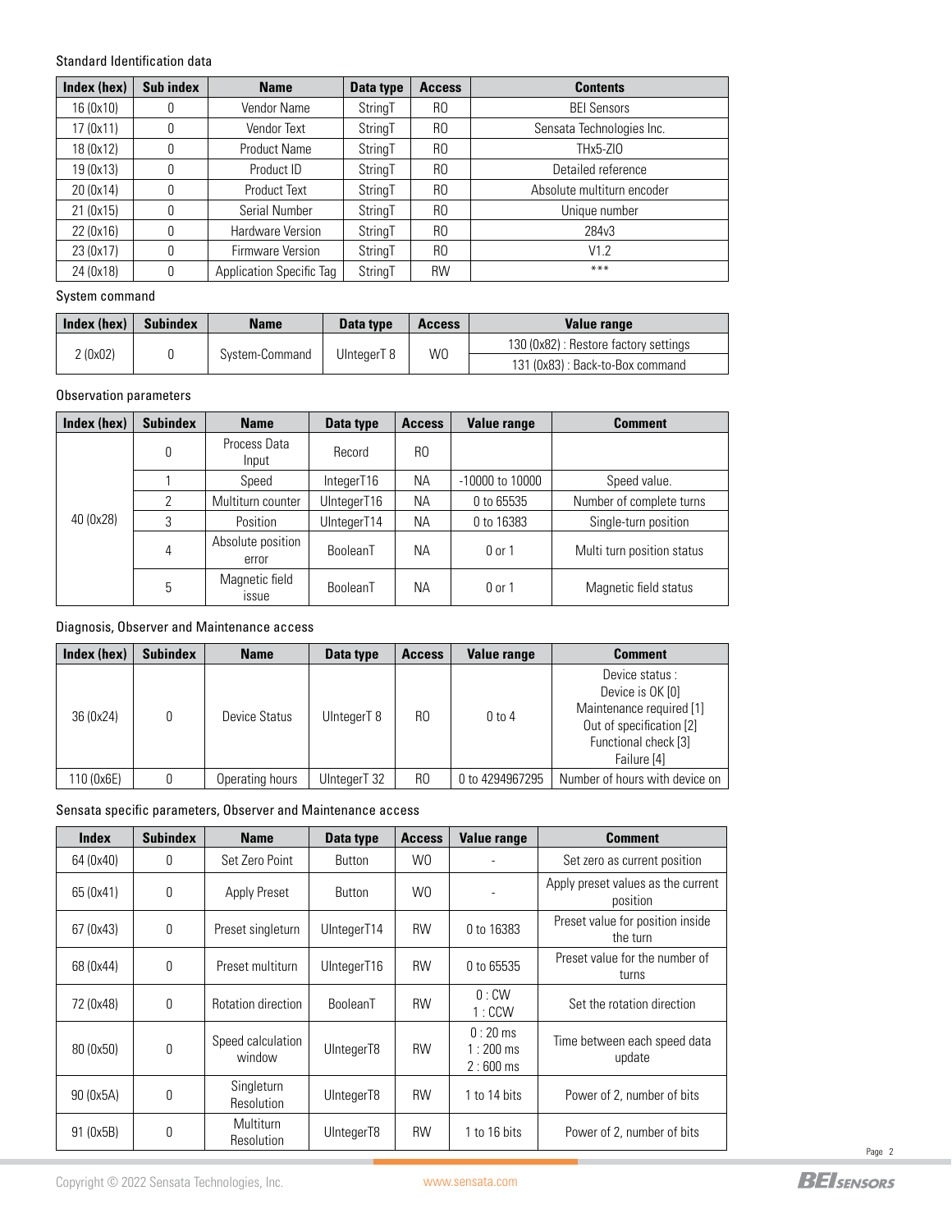Standard Identification data

| Index (hex) | Sub index | Name | Data type | Access | Contents |
|---|---|---|---|---|---|
| 16 (0x10) | 0 | Vendor Name | StringT | RO | BEI Sensors |
| 17 (0x11) | 0 | Vendor Text | StringT | RO | Sensata Technologies Inc. |
| 18 (0x12) | 0 | Product Name | StringT | RO | THx5-ZIO |
| 19 (0x13) | 0 | Product ID | StringT | RO | Detailed reference |
| 20 (0x14) | 0 | Product Text | StringT | RO | Absolute multiturn encoder |
| 21 (0x15) | 0 | Serial Number | StringT | RO | Unique number |
| 22 (0x16) | 0 | Hardware Version | StringT | RO | 284v3 |
| 23 (0x17) | 0 | Firmware Version | StringT | RO | V1.2 |
| 24 (0x18) | 0 | Application Specific Tag | StringT | RW | *** |

System command

| Index (hex) | Subindex | Name | Data type | Access | Value range |
|---|---|---|---|---|---|
| 2 (0x02) | 0 | System-Command | UIntegerT 8 | WO | 130 (0x82) : Restore factory settings |
| | | | | | 131 (0x83) : Back-to-Box command |

Observation parameters

| Index (hex) | Subindex | Name | Data type | Access | Value range | Comment |
|---|---|---|---|---|---|---|
| 40 (0x28) | 0 | Process Data Input | Record | RO | | |
| | 1 | Speed | IntegerT16 | NA | -10000 to 10000 | Speed value. |
| | 2 | Multiturn counter | UIntegerT16 | NA | 0 to 65535 | Number of complete turns |
| | 3 | Position | UIntegerT14 | NA | 0 to 16383 | Single-turn position |
| | 4 | Absolute position error | BooleanT | NA | 0 or 1 | Multi turn position status |
| | 5 | Magnetic field issue | BooleanT | NA | 0 or 1 | Magnetic field status |

Diagnosis, Observer and Maintenance access

| Index (hex) | Subindex | Name | Data type | Access | Value range | Comment |
|---|---|---|---|---|---|---|
| 36 (0x24) | 0 | Device Status | UIntegerT 8 | RO | 0 to 4 | Device status : Device is OK [0] Maintenance required [1] Out of specification [2] Functional check [3] Failure [4] |
| 110 (0x6E) | 0 | Operating hours | UIntegerT 32 | RO | 0 to 4294967295 | Number of hours with device on |

Sensata specific parameters, Observer and Maintenance access

| Index | Subindex | Name | Data type | Access | Value range | Comment |
|---|---|---|---|---|---|---|
| 64 (0x40) | 0 | Set Zero Point | Button | WO | - | Set zero as current position |
| 65 (0x41) | 0 | Apply Preset | Button | WO | - | Apply preset values as the current position |
| 67 (0x43) | 0 | Preset singleturn | UIntegerT14 | RW | 0 to 16383 | Preset value for position inside the turn |
| 68 (0x44) | 0 | Preset multiturn | UIntegerT16 | RW | 0 to 65535 | Preset value for the number of turns |
| 72 (0x48) | 0 | Rotation direction | BooleanT | RW | 0 : CW<br>1 : CCW | Set the rotation direction |
| 80 (0x50) | 0 | Speed calculation window | UIntegerT8 | RW | 0 : 20 ms<br>1 : 200 ms<br>2 : 600 ms | Time between each speed data update |
| 90 (0x5A) | 0 | Singleturn Resolution | UIntegerT8 | RW | 1 to 14 bits | Power of 2, number of bits |
| 91 (0x5B) | 0 | Multiturn Resolution | UIntegerT8 | RW | 1 to 16 bits | Power of 2, number of bits |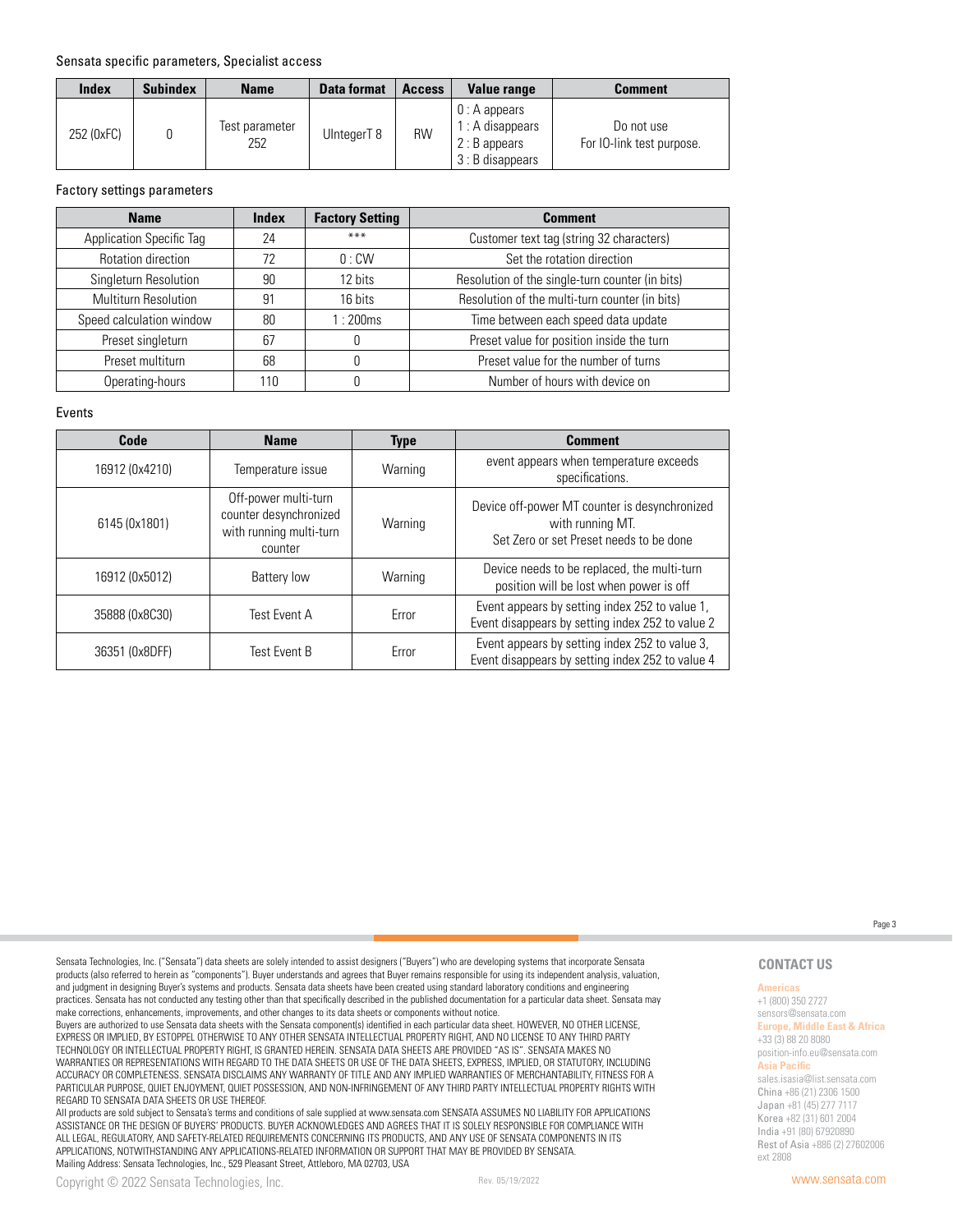Sensata specific parameters, Specialist access

| Index | Subindex | Name | Data format | Access | Value range | Comment |
|---|---|---|---|---|---|---|
| 252 (0xFC) | 0 | Test parameter 252 | UIntegerT 8 | RW | 0 : A appears<br>1 : A disappears<br>2 : B appears<br>3 : B disappears | Do not use<br>For IO-link test purpose. |

Factory settings parameters

| Name | Index | Factory Setting | Comment |
|---|---|---|---|
| Application Specific Tag | 24 | *** | Customer text tag (string 32 characters) |
| Rotation direction | 72 | 0 : CW | Set the rotation direction |
| Singleturn Resolution | 90 | 12 bits | Resolution of the single-turn counter (in bits) |
| Multiturn Resolution | 91 | 16 bits | Resolution of the multi-turn counter (in bits) |
| Speed calculation window | 80 | 1 : 200ms | Time between each speed data update |
| Preset singleturn | 67 | 0 | Preset value for position inside the turn |
| Preset multiturn | 68 | 0 | Preset value for the number of turns |
| Operating-hours | 110 | 0 | Number of hours with device on |

Events

| Code | Name | Type | Comment |
|---|---|---|---|
| 16912 (0x4210) | Temperature issue | Warning | event appears when temperature exceeds specifications. |
| 6145 (0x1801) | Off-power multi-turn counter desynchronized with running multi-turn counter | Warning | Device off-power MT counter is desynchronized with running MT.<br>Set Zero or set Preset needs to be done |
| 16912 (0x5012) | Battery low | Warning | Device needs to be replaced, the multi-turn position will be lost when power is off |
| 35888 (0x8C30) | Test Event A | Error | Event appears by setting index 252 to value 1, Event disappears by setting index 252 to value 2 |
| 36351 (0x8DFF) | Test Event B | Error | Event appears by setting index 252 to value 3, Event disappears by setting index 252 to value 4 |

Sensata Technologies, Inc. ("Sensata") data sheets are solely intended to assist designers ("Buyers") who are developing systems that incorporate Sensata products (also referred to herein as "components"). Buyer understands and agrees that Buyer remains responsible for using its independent analysis, valuation, and judgment in designing Buyer's systems and products. Sensata data sheets have been created using standard laboratory conditions and engineering practices. Sensata has not conducted any testing other than that specifically described in the published documentation for a particular data sheet. Sensata may make corrections, enhancements, improvements, and other changes to its data sheets or components without notice.
Buyers are authorized to use Sensata data sheets with the Sensata component(s) identified in each particular data sheet. HOWEVER, NO OTHER LICENSE, EXPRESS OR IMPLIED, BY ESTOPPEL OTHERWISE TO ANY OTHER SENSATA INTELLECTUAL PROPERTY RIGHT, AND NO LICENSE TO ANY THIRD PARTY TECHNOLOGY OR INTELLECTUAL PROPERTY RIGHT, IS GRANTED HEREIN. SENSATA DATA SHEETS ARE PROVIDED "AS IS". SENSATA MAKES NO WARRANTIES OR REPRESENTATIONS WITH REGARD TO THE DATA SHEETS OR USE OF THE DATA SHEETS, EXPRESS, IMPLIED, OR STATUTORY, INCLUDING ACCURACY OR COMPLETENESS. SENSATA DISCLAIMS ANY WARRANTY OF TITLE AND ANY IMPLIED WARRANTIES OF MERCHANTABILITY, FITNESS FOR A PARTICULAR PURPOSE, QUIET ENJOYMENT, QUIET POSSESSION, AND NON-INFRINGEMENT OF ANY THIRD PARTY INTELLECTUAL PROPERTY RIGHTS WITH REGARD TO SENSATA DATA SHEETS OR USE THEREOF.
All products are sold subject to Sensata's terms and conditions of sale supplied at www.sensata.com SENSATA ASSUMES NO LIABILITY FOR APPLICATIONS ASSISTANCE OR THE DESIGN OF BUYERS' PRODUCTS. BUYER ACKNOWLEDGES AND AGREES THAT IT IS SOLELY RESPONSIBLE FOR COMPLIANCE WITH ALL LEGAL, REGULATORY, AND SAFETY-RELATED REQUIREMENTS CONCERNING ITS PRODUCTS, AND ANY USE OF SENSATA COMPONENTS IN ITS APPLICATIONS, NOTWITHSTANDING ANY APPLICATIONS-RELATED INFORMATION OR SUPPORT THAT MAY BE PROVIDED BY SENSATA.
Mailing Address: Sensata Technologies, Inc., 529 Pleasant Street, Attleboro, MA 02703, USA

Copyright © 2022 Sensata Technologies, Inc.

Rev. 05/19/2022

## CONTACT US

**Americas**
+1 (800) 350 2727
sensors@sensata.com

**Europe, Middle East & Africa**
+33 (3) 88 20 8080
position-info.eu@sensata.com

**Asia Pacific**
sales.isasia@list.sensata.com
China +86 (21) 2306 1500
Japan +81 (45) 277 7117
Korea +82 (31) 601 2004
India +91 (80) 67920890
Rest of Asia +886 (2) 27602006 ext 2808

www.sensata.com